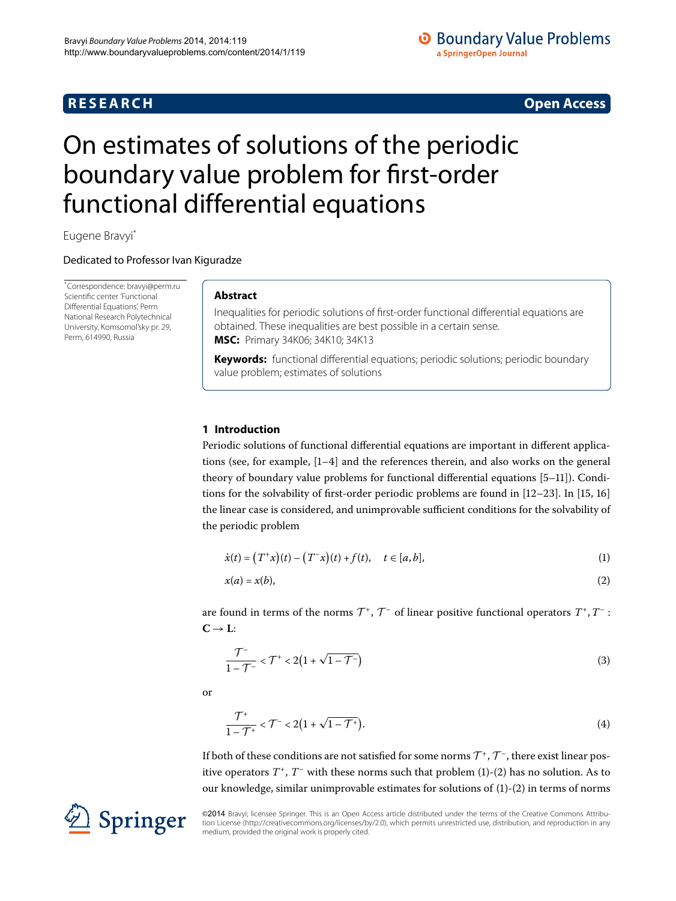**RESEARCH** **Open Access**

# On estimates of solutions of the periodic boundary value problem for first-order functional differential equations

Eugene Bravyi*

Dedicated to Professor Ivan Kiguradze

*Correspondence: bravyi@perm.ru
Scientific center 'Functional Differential Equations', Perm National Research Polytechnical University, Komsomol'sky pr. 29, Perm, 614990, Russia

## Abstract

Inequalities for periodic solutions of first-order functional differential equations are obtained. These inequalities are best possible in a certain sense.

**MSC:** Primary 34K06; 34K10; 34K13

**Keywords:** functional differential equations; periodic solutions; periodic boundary value problem; estimates of solutions

## 1 Introduction

Periodic solutions of functional differential equations are important in different applications (see, for example, [1–4] and the references therein, and also works on the general theory of boundary value problems for functional differential equations [5–11]). Conditions for the solvability of first-order periodic problems are found in [12–23]. In [15, 16] the linear case is considered, and unimprovable sufficient conditions for the solvability of the periodic problem

$$\dot{x}(t) = \left(T^+x\right)(t) - \left(T^-x\right)(t) + f(t), \quad t \in [a,b], \tag{1}$$

$$x(a) = x(b), \tag{2}$$

are found in terms of the norms $\mathcal{T}^+$, $\mathcal{T}^-$ of linear positive functional operators $T^+, T^- : \mathbf{C} \to \mathbf{L}$:

$$\frac{\mathcal{T}^-}{1-\mathcal{T}^-} < \mathcal{T}^+ < 2\left(1+\sqrt{1-\mathcal{T}^-}\right) \tag{3}$$

or

$$\frac{\mathcal{T}^+}{1-\mathcal{T}^+} < \mathcal{T}^- < 2\left(1+\sqrt{1-\mathcal{T}^+}\right). \tag{4}$$

If both of these conditions are not satisfied for some norms $\mathcal{T}^+$, $\mathcal{T}^-$, there exist linear positive operators $T^+$, $T^-$ with these norms such that problem (1)-(2) has no solution. As to our knowledge, similar unimprovable estimates for solutions of (1)-(2) in terms of norms

©2014 Bravyi; licensee Springer. This is an Open Access article distributed under the terms of the Creative Commons Attribution License (http://creativecommons.org/licenses/by/2.0), which permits unrestricted use, distribution, and reproduction in any medium, provided the original work is properly cited.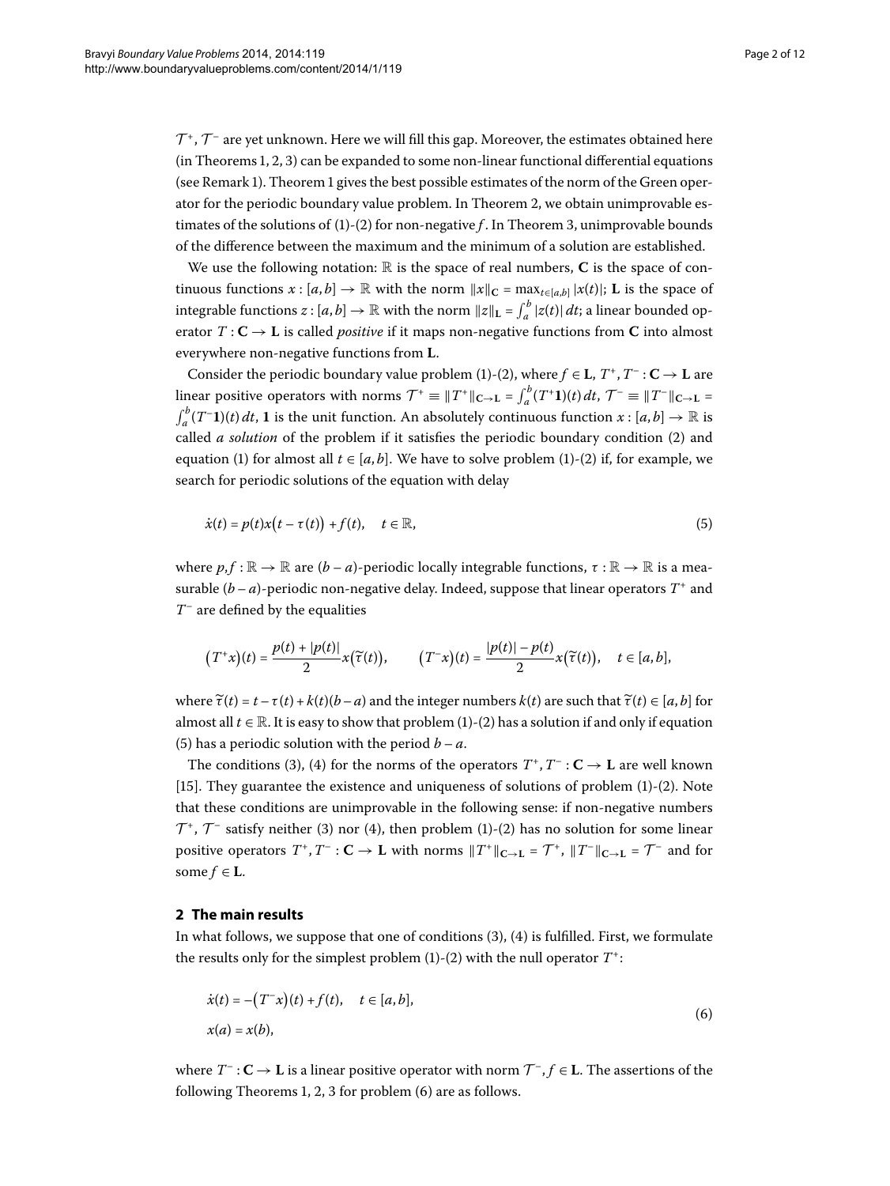$\mathcal{T}^+$, $\mathcal{T}^-$ are yet unknown. Here we will fill this gap. Moreover, the estimates obtained here (in Theorems 1, 2, 3) can be expanded to some non-linear functional differential equations (see Remark 1). Theorem 1 gives the best possible estimates of the norm of the Green operator for the periodic boundary value problem. In Theorem 2, we obtain unimprovable estimates of the solutions of (1)-(2) for non-negative $f$. In Theorem 3, unimprovable bounds of the difference between the maximum and the minimum of a solution are established.

We use the following notation: $\mathbb{R}$ is the space of real numbers, $\mathbf{C}$ is the space of continuous functions $x : [a,b] \to \mathbb{R}$ with the norm $\|x\|_{\mathbf{C}} = \max_{t\in[a,b]} |x(t)|$; $\mathbf{L}$ is the space of integrable functions $z : [a,b] \to \mathbb{R}$ with the norm $\|z\|_{\mathbf{L}} = \int_a^b |z(t)|\,dt$; a linear bounded operator $T : \mathbf{C} \to \mathbf{L}$ is called *positive* if it maps non-negative functions from $\mathbf{C}$ into almost everywhere non-negative functions from $\mathbf{L}$.

Consider the periodic boundary value problem (1)-(2), where $f \in \mathbf{L}$, $T^+, T^- : \mathbf{C} \to \mathbf{L}$ are linear positive operators with norms $\mathcal{T}^+ \equiv \|T^+\|_{\mathbf{C}\to\mathbf{L}} = \int_a^b (T^+\mathbf{1})(t)\,dt$, $\mathcal{T}^- \equiv \|T^-\|_{\mathbf{C}\to\mathbf{L}} = \int_a^b (T^-\mathbf{1})(t)\,dt$, $\mathbf{1}$ is the unit function. An absolutely continuous function $x : [a,b] \to \mathbb{R}$ is called *a solution* of the problem if it satisfies the periodic boundary condition (2) and equation (1) for almost all $t \in [a,b]$. We have to solve problem (1)-(2) if, for example, we search for periodic solutions of the equation with delay

$$\dot{x}(t) = p(t)x\bigl(t - \tau(t)\bigr) + f(t), \quad t \in \mathbb{R}, \tag{5}$$

where $p, f : \mathbb{R} \to \mathbb{R}$ are $(b-a)$-periodic locally integrable functions, $\tau : \mathbb{R} \to \mathbb{R}$ is a measurable $(b-a)$-periodic non-negative delay. Indeed, suppose that linear operators $T^+$ and $T^-$ are defined by the equalities

$$\bigl(T^+x\bigr)(t) = \frac{p(t) + |p(t)|}{2} x\bigl(\widetilde{\tau}(t)\bigr), \qquad \bigl(T^-x\bigr)(t) = \frac{|p(t)| - p(t)}{2} x\bigl(\widetilde{\tau}(t)\bigr), \quad t \in [a,b],$$

where $\widetilde{\tau}(t) = t - \tau(t) + k(t)(b-a)$ and the integer numbers $k(t)$ are such that $\widetilde{\tau}(t) \in [a,b]$ for almost all $t \in \mathbb{R}$. It is easy to show that problem (1)-(2) has a solution if and only if equation (5) has a periodic solution with the period $b-a$.

The conditions (3), (4) for the norms of the operators $T^+, T^- : \mathbf{C} \to \mathbf{L}$ are well known [15]. They guarantee the existence and uniqueness of solutions of problem (1)-(2). Note that these conditions are unimprovable in the following sense: if non-negative numbers $\mathcal{T}^+$, $\mathcal{T}^-$ satisfy neither (3) nor (4), then problem (1)-(2) has no solution for some linear positive operators $T^+, T^- : \mathbf{C} \to \mathbf{L}$ with norms $\|T^+\|_{\mathbf{C}\to\mathbf{L}} = \mathcal{T}^+$, $\|T^-\|_{\mathbf{C}\to\mathbf{L}} = \mathcal{T}^-$ and for some $f \in \mathbf{L}$.

## 2 The main results

In what follows, we suppose that one of conditions (3), (4) is fulfilled. First, we formulate the results only for the simplest problem (1)-(2) with the null operator $T^+$:

$$\begin{aligned} &\dot{x}(t) = -\bigl(T^-x\bigr)(t) + f(t), \quad t \in [a,b], \\ &x(a) = x(b), \end{aligned} \tag{6}$$

where $T^- : \mathbf{C} \to \mathbf{L}$ is a linear positive operator with norm $\mathcal{T}^-$, $f \in \mathbf{L}$. The assertions of the following Theorems 1, 2, 3 for problem (6) are as follows.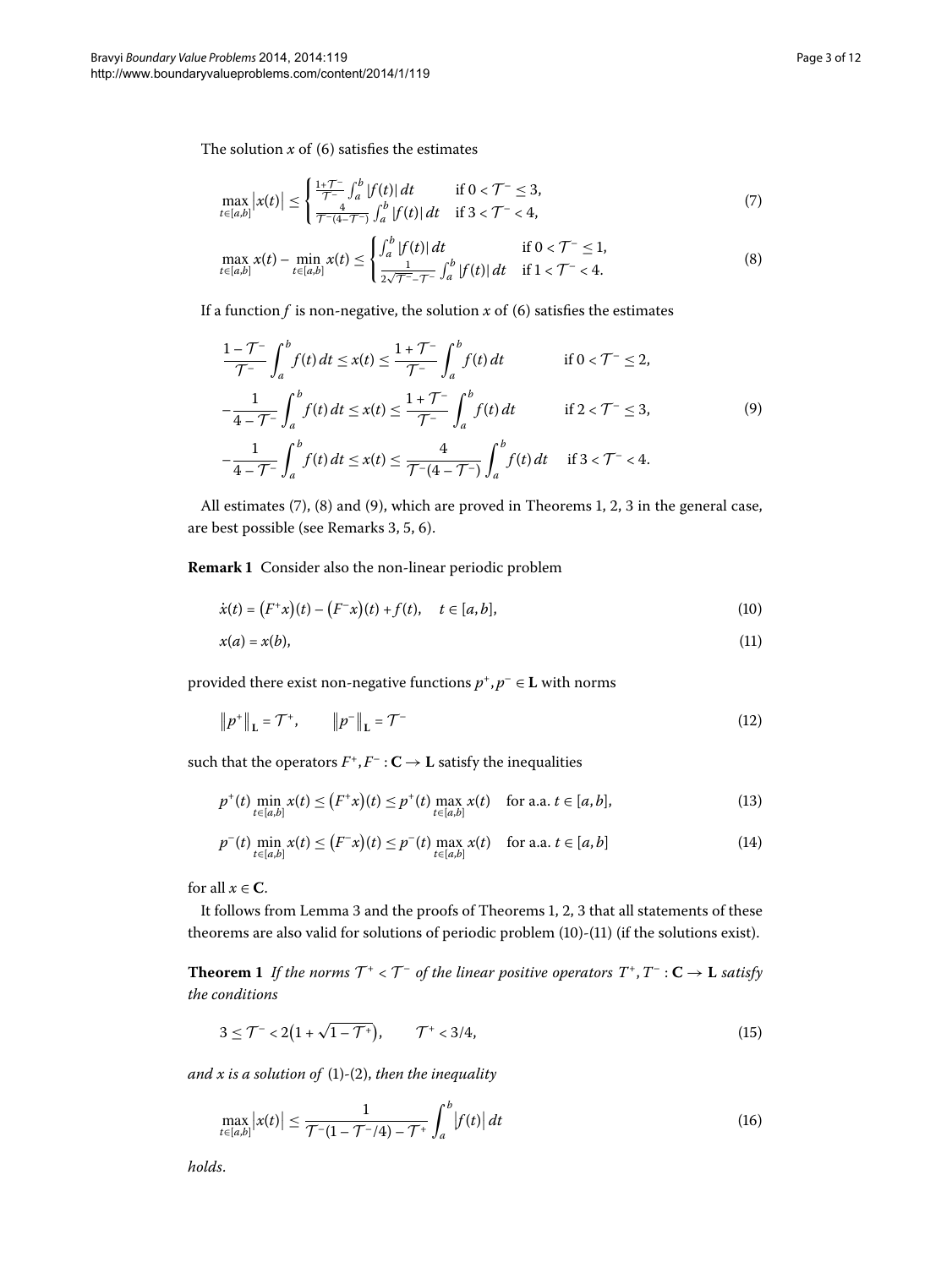The solution $x$ of (6) satisfies the estimates

$$\max_{t\in[a,b]}|x(t)| \le \begin{cases} \frac{1+\mathcal{T}^-}{\mathcal{T}^-}\int_a^b |f(t)|\,dt & \text{if } 0<\mathcal{T}^-\le 3,\\ \frac{4}{\mathcal{T}^-(4-\mathcal{T}^-)}\int_a^b |f(t)|\,dt & \text{if } 3<\mathcal{T}^-<4,\end{cases} \tag{7}$$

$$\max_{t\in[a,b]} x(t) - \min_{t\in[a,b]} x(t) \le \begin{cases} \int_a^b |f(t)|\,dt & \text{if } 0<\mathcal{T}^-\le 1,\\ \frac{1}{2\sqrt{\mathcal{T}^-}-\mathcal{T}^-}\int_a^b |f(t)|\,dt & \text{if } 1<\mathcal{T}^-<4.\end{cases} \tag{8}$$

If a function $f$ is non-negative, the solution $x$ of (6) satisfies the estimates

$$\begin{aligned} &\frac{1-\mathcal{T}^-}{\mathcal{T}^-}\int_a^b f(t)\,dt \le x(t) \le \frac{1+\mathcal{T}^-}{\mathcal{T}^-}\int_a^b f(t)\,dt && \text{if } 0<\mathcal{T}^-\le 2,\\ &-\frac{1}{4-\mathcal{T}^-}\int_a^b f(t)\,dt \le x(t) \le \frac{1+\mathcal{T}^-}{\mathcal{T}^-}\int_a^b f(t)\,dt && \text{if } 2<\mathcal{T}^-\le 3,\\ &-\frac{1}{4-\mathcal{T}^-}\int_a^b f(t)\,dt \le x(t) \le \frac{4}{\mathcal{T}^-(4-\mathcal{T}^-)}\int_a^b f(t)\,dt && \text{if } 3<\mathcal{T}^-<4.\end{aligned} \tag{9}$$

All estimates (7), (8) and (9), which are proved in Theorems 1, 2, 3 in the general case, are best possible (see Remarks 3, 5, 6).

**Remark 1** Consider also the non-linear periodic problem

$$\dot{x}(t) = (F^+x)(t) - (F^-x)(t) + f(t), \quad t\in[a,b], \tag{10}$$

$$x(a) = x(b), \tag{11}$$

provided there exist non-negative functions $p^+, p^- \in \mathbf{L}$ with norms

$$\|p^+\|_{\mathbf{L}} = \mathcal{T}^+, \qquad \|p^-\|_{\mathbf{L}} = \mathcal{T}^- \tag{12}$$

such that the operators $F^+, F^-: \mathbf{C}\to\mathbf{L}$ satisfy the inequalities

$$p^+(t)\min_{t\in[a,b]} x(t) \le (F^+x)(t) \le p^+(t)\max_{t\in[a,b]} x(t) \quad \text{for a.a. } t\in[a,b], \tag{13}$$

$$p^-(t)\min_{t\in[a,b]} x(t) \le (F^-x)(t) \le p^-(t)\max_{t\in[a,b]} x(t) \quad \text{for a.a. } t\in[a,b] \tag{14}$$

for all $x\in\mathbf{C}$.

It follows from Lemma 3 and the proofs of Theorems 1, 2, 3 that all statements of these theorems are also valid for solutions of periodic problem (10)-(11) (if the solutions exist).

**Theorem 1** *If the norms $\mathcal{T}^+ < \mathcal{T}^-$ of the linear positive operators $T^+, T^-: \mathbf{C}\to\mathbf{L}$ satisfy the conditions*

$$3 \le \mathcal{T}^- < 2\big(1+\sqrt{1-\mathcal{T}^+}\big), \qquad \mathcal{T}^+ < 3/4, \tag{15}$$

*and $x$ is a solution of* (1)-(2), *then the inequality*

$$\max_{t\in[a,b]}|x(t)| \le \frac{1}{\mathcal{T}^-(1-\mathcal{T}^-/4)-\mathcal{T}^+}\int_a^b |f(t)|\,dt \tag{16}$$

*holds.*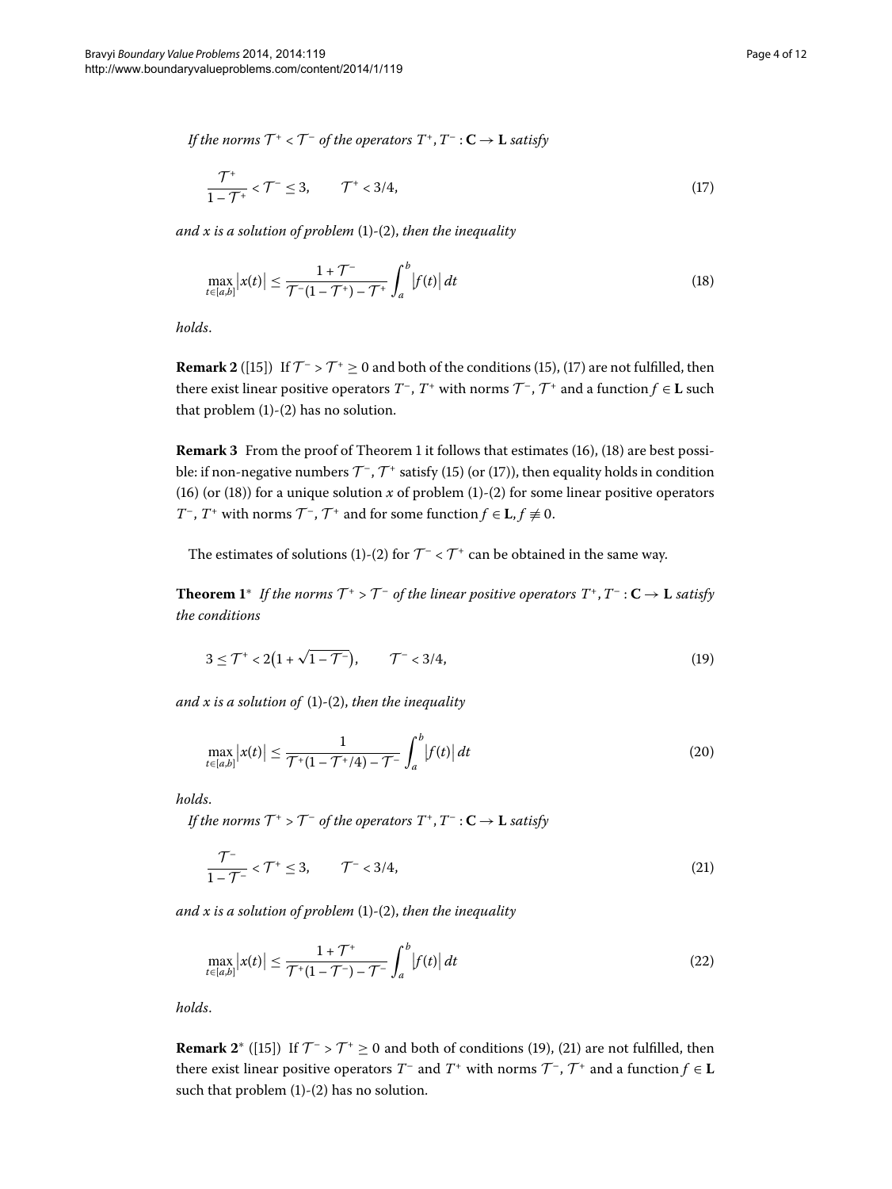*If the norms $\mathcal{T}^+ < \mathcal{T}^-$ of the operators $T^+, T^- : \mathbf{C} \to \mathbf{L}$ satisfy*

$$\frac{\mathcal{T}^+}{1-\mathcal{T}^+} < \mathcal{T}^- \leq 3, \qquad \mathcal{T}^+ < 3/4, \tag{17}$$

*and $x$ is a solution of problem* (1)-(2), *then the inequality*

$$\max_{t\in[a,b]} |x(t)| \leq \frac{1+\mathcal{T}^-}{\mathcal{T}^-(1-\mathcal{T}^+) - \mathcal{T}^+} \int_a^b |f(t)|\, dt \tag{18}$$

*holds*.

**Remark 2** ([15]) If $\mathcal{T}^- > \mathcal{T}^+ \geq 0$ and both of the conditions (15), (17) are not fulfilled, then there exist linear positive operators $T^-$, $T^+$ with norms $\mathcal{T}^-$, $\mathcal{T}^+$ and a function $f \in \mathbf{L}$ such that problem (1)-(2) has no solution.

**Remark 3** From the proof of Theorem 1 it follows that estimates (16), (18) are best possible: if non-negative numbers $\mathcal{T}^-$, $\mathcal{T}^+$ satisfy (15) (or (17)), then equality holds in condition (16) (or (18)) for a unique solution $x$ of problem (1)-(2) for some linear positive operators $T^-$, $T^+$ with norms $\mathcal{T}^-$, $\mathcal{T}^+$ and for some function $f \in \mathbf{L}$, $f \not\equiv 0$.

The estimates of solutions (1)-(2) for $\mathcal{T}^- < \mathcal{T}^+$ can be obtained in the same way.

**Theorem 1*** *If the norms $\mathcal{T}^+ > \mathcal{T}^-$ of the linear positive operators $T^+, T^- : \mathbf{C} \to \mathbf{L}$ satisfy the conditions*

$$3 \leq \mathcal{T}^+ < 2\big(1 + \sqrt{1-\mathcal{T}^-}\big), \qquad \mathcal{T}^- < 3/4, \tag{19}$$

*and $x$ is a solution of* (1)-(2), *then the inequality*

$$\max_{t\in[a,b]} |x(t)| \leq \frac{1}{\mathcal{T}^+(1-\mathcal{T}^+/4) - \mathcal{T}^-} \int_a^b |f(t)|\, dt \tag{20}$$

*holds*.

*If the norms $\mathcal{T}^+ > \mathcal{T}^-$ of the operators $T^+, T^- : \mathbf{C} \to \mathbf{L}$ satisfy*

$$\frac{\mathcal{T}^-}{1-\mathcal{T}^-} < \mathcal{T}^+ \leq 3, \qquad \mathcal{T}^- < 3/4, \tag{21}$$

*and $x$ is a solution of problem* (1)-(2), *then the inequality*

$$\max_{t\in[a,b]} |x(t)| \leq \frac{1+\mathcal{T}^+}{\mathcal{T}^+(1-\mathcal{T}^-) - \mathcal{T}^-} \int_a^b |f(t)|\, dt \tag{22}$$

*holds*.

**Remark 2*** ([15]) If $\mathcal{T}^- > \mathcal{T}^+ \geq 0$ and both of conditions (19), (21) are not fulfilled, then there exist linear positive operators $T^-$ and $T^+$ with norms $\mathcal{T}^-$, $\mathcal{T}^+$ and a function $f \in \mathbf{L}$ such that problem (1)-(2) has no solution.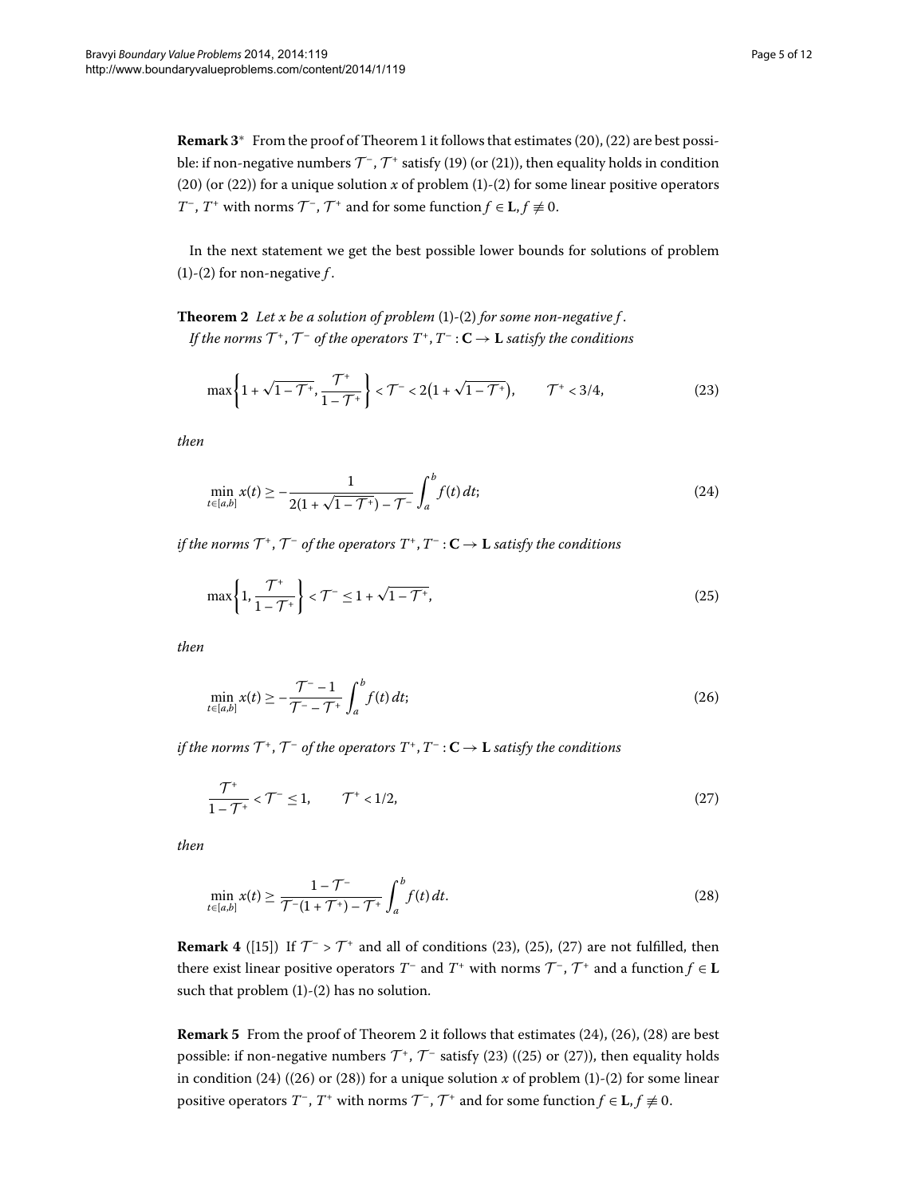**Remark 3*** From the proof of Theorem 1 it follows that estimates (20), (22) are best possible: if non-negative numbers $\mathcal{T}^-$, $\mathcal{T}^+$ satisfy (19) (or (21)), then equality holds in condition (20) (or (22)) for a unique solution $x$ of problem (1)-(2) for some linear positive operators $T^-$, $T^+$ with norms $\mathcal{T}^-$, $\mathcal{T}^+$ and for some function $f \in \mathbf{L}$, $f \not\equiv 0$.

In the next statement we get the best possible lower bounds for solutions of problem (1)-(2) for non-negative $f$.

**Theorem 2** *Let $x$ be a solution of problem* (1)-(2) *for some non-negative $f$.*
*If the norms $\mathcal{T}^+$, $\mathcal{T}^-$ of the operators $T^+, T^- : \mathbf{C} \to \mathbf{L}$ satisfy the conditions*

$$\max\left\{1+\sqrt{1-\mathcal{T}^+}, \frac{\mathcal{T}^+}{1-\mathcal{T}^+}\right\} < \mathcal{T}^- < 2\left(1+\sqrt{1-\mathcal{T}^+}\right), \qquad \mathcal{T}^+ < 3/4, \tag{23}$$

*then*

$$\min_{t\in[a,b]} x(t) \geq -\frac{1}{2(1+\sqrt{1-\mathcal{T}^+})-\mathcal{T}^-}\int_a^b f(t)\,dt; \tag{24}$$

*if the norms $\mathcal{T}^+$, $\mathcal{T}^-$ of the operators $T^+, T^- : \mathbf{C} \to \mathbf{L}$ satisfy the conditions*

$$\max\left\{1, \frac{\mathcal{T}^+}{1-\mathcal{T}^+}\right\} < \mathcal{T}^- \leq 1+\sqrt{1-\mathcal{T}^+}, \tag{25}$$

*then*

$$\min_{t\in[a,b]} x(t) \geq -\frac{\mathcal{T}^- - 1}{\mathcal{T}^- - \mathcal{T}^+}\int_a^b f(t)\,dt; \tag{26}$$

*if the norms $\mathcal{T}^+$, $\mathcal{T}^-$ of the operators $T^+, T^- : \mathbf{C} \to \mathbf{L}$ satisfy the conditions*

$$\frac{\mathcal{T}^+}{1-\mathcal{T}^+} < \mathcal{T}^- \leq 1, \qquad \mathcal{T}^+ < 1/2, \tag{27}$$

*then*

$$\min_{t\in[a,b]} x(t) \geq \frac{1-\mathcal{T}^-}{\mathcal{T}^-(1+\mathcal{T}^+)-\mathcal{T}^+}\int_a^b f(t)\,dt. \tag{28}$$

**Remark 4** ([15]) If $\mathcal{T}^- > \mathcal{T}^+$ and all of conditions (23), (25), (27) are not fulfilled, then there exist linear positive operators $T^-$ and $T^+$ with norms $\mathcal{T}^-$, $\mathcal{T}^+$ and a function $f \in \mathbf{L}$ such that problem (1)-(2) has no solution.

**Remark 5** From the proof of Theorem 2 it follows that estimates (24), (26), (28) are best possible: if non-negative numbers $\mathcal{T}^+$, $\mathcal{T}^-$ satisfy (23) ((25) or (27)), then equality holds in condition (24) ((26) or (28)) for a unique solution $x$ of problem (1)-(2) for some linear positive operators $T^-$, $T^+$ with norms $\mathcal{T}^-$, $\mathcal{T}^+$ and for some function $f \in \mathbf{L}$, $f \not\equiv 0$.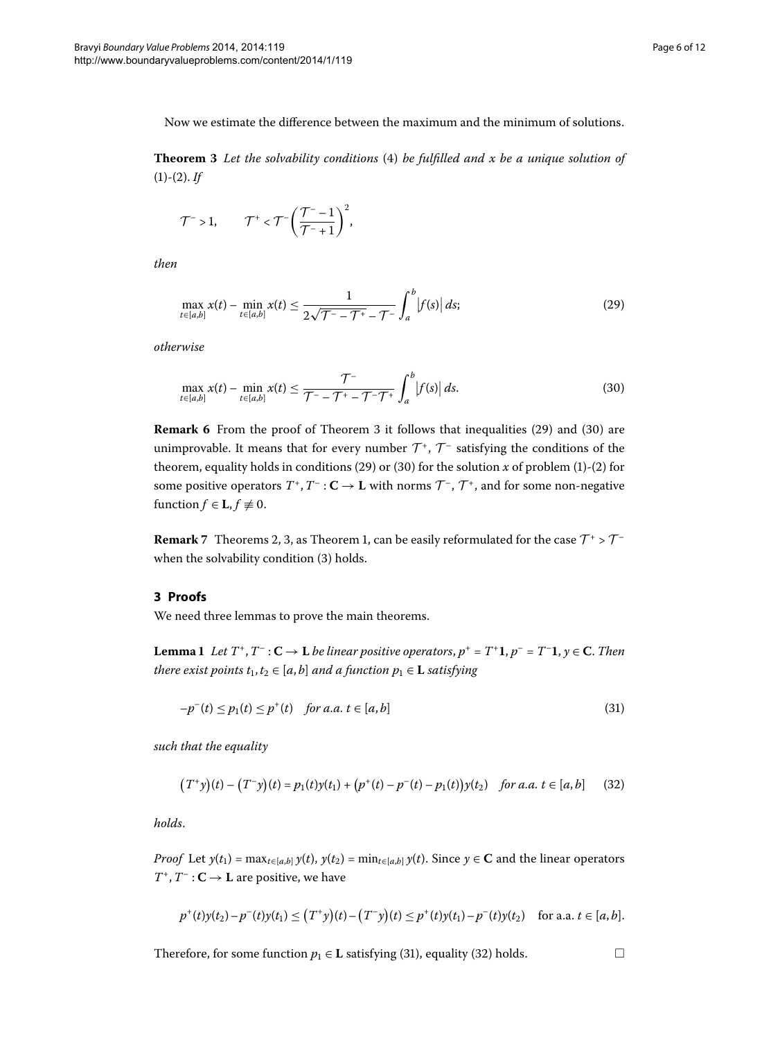Now we estimate the difference between the maximum and the minimum of solutions.

**Theorem 3** *Let the solvability conditions* (4) *be fulfilled and $x$ be a unique solution of* (1)-(2). *If*

$$\mathcal{T}^- > 1, \qquad \mathcal{T}^+ < \mathcal{T}^-\left(\frac{\mathcal{T}^- - 1}{\mathcal{T}^- + 1}\right)^2,$$

*then*

$$\max_{t\in[a,b]} x(t) - \min_{t\in[a,b]} x(t) \le \frac{1}{2\sqrt{\mathcal{T}^- - \mathcal{T}^+} - \mathcal{T}^-} \int_a^b \left|f(s)\right| ds; \tag{29}$$

*otherwise*

$$\max_{t\in[a,b]} x(t) - \min_{t\in[a,b]} x(t) \le \frac{\mathcal{T}^-}{\mathcal{T}^- - \mathcal{T}^+ - \mathcal{T}^-\mathcal{T}^+} \int_a^b \left|f(s)\right| ds. \tag{30}$$

**Remark 6** From the proof of Theorem 3 it follows that inequalities (29) and (30) are unimprovable. It means that for every number $\mathcal{T}^+$, $\mathcal{T}^-$ satisfying the conditions of the theorem, equality holds in conditions (29) or (30) for the solution $x$ of problem (1)-(2) for some positive operators $T^+, T^- : \mathbf{C} \to \mathbf{L}$ with norms $\mathcal{T}^-$, $\mathcal{T}^+$, and for some non-negative function $f \in \mathbf{L}$, $f \not\equiv 0$.

**Remark 7** Theorems 2, 3, as Theorem 1, can be easily reformulated for the case $\mathcal{T}^+ > \mathcal{T}^-$ when the solvability condition (3) holds.

## 3 Proofs

We need three lemmas to prove the main theorems.

**Lemma 1** *Let $T^+, T^- : \mathbf{C} \to \mathbf{L}$ be linear positive operators, $p^+ = T^+\mathbf{1}$, $p^- = T^-\mathbf{1}$, $y \in \mathbf{C}$. Then there exist points $t_1, t_2 \in [a,b]$ and a function $p_1 \in \mathbf{L}$ satisfying*

$$-p^-(t) \le p_1(t) \le p^+(t) \quad \textit{for a.a. } t \in [a,b] \tag{31}$$

*such that the equality*

$$\left(T^+y\right)(t) - \left(T^-y\right)(t) = p_1(t)y(t_1) + \left(p^+(t) - p^-(t) - p_1(t)\right)y(t_2) \quad \textit{for a.a. } t \in [a,b] \tag{32}$$

*holds.*

*Proof* Let $y(t_1) = \max_{t\in[a,b]} y(t)$, $y(t_2) = \min_{t\in[a,b]} y(t)$. Since $y \in \mathbf{C}$ and the linear operators $T^+, T^- : \mathbf{C} \to \mathbf{L}$ are positive, we have

$$p^+(t)y(t_2) - p^-(t)y(t_1) \le \left(T^+y\right)(t) - \left(T^-y\right)(t) \le p^+(t)y(t_1) - p^-(t)y(t_2) \quad \text{for a.a. } t \in [a,b].$$

Therefore, for some function $p_1 \in \mathbf{L}$ satisfying (31), equality (32) holds. $\square$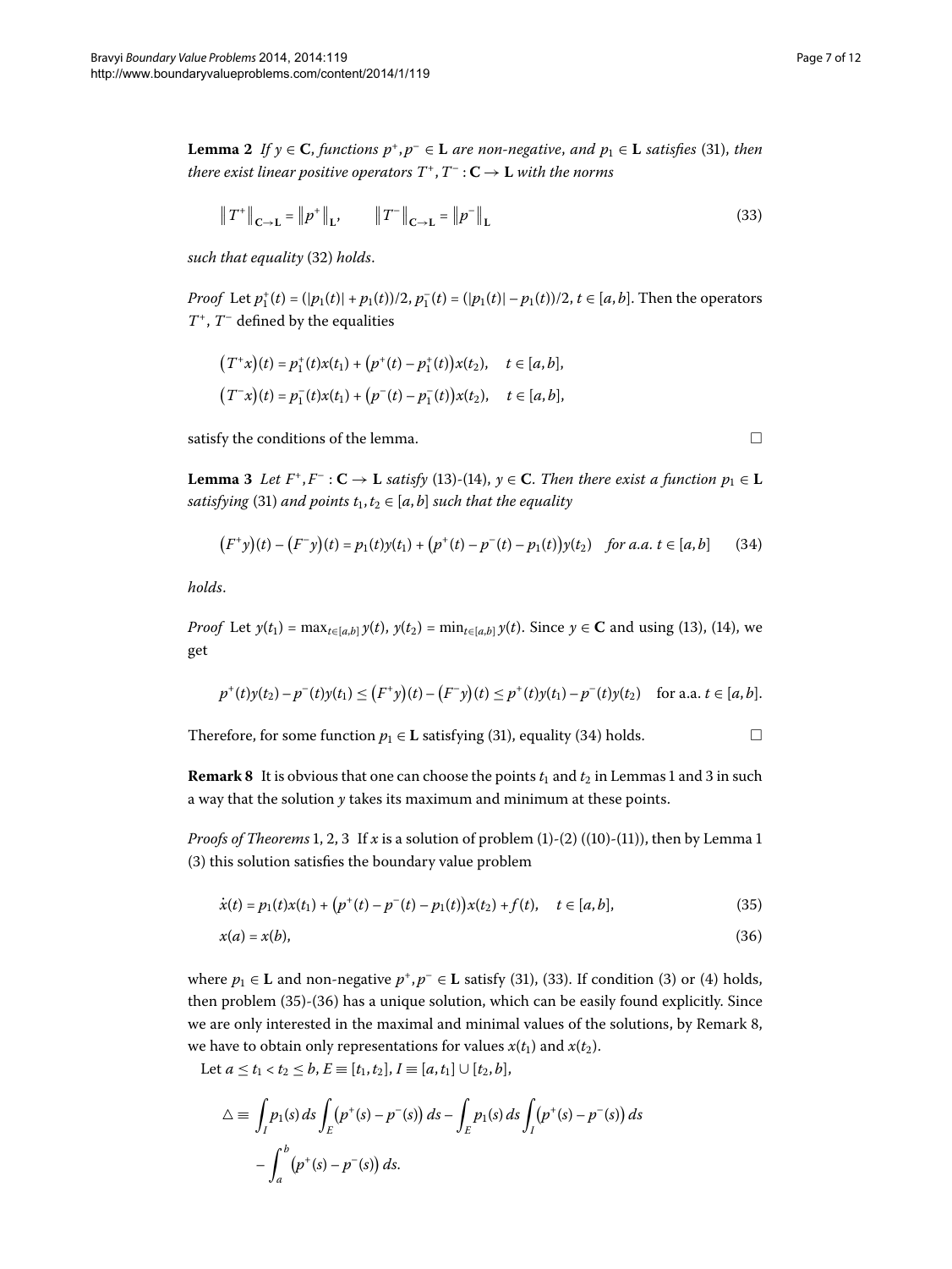**Lemma 2** *If $y \in \mathbf{C}$, functions $p^+, p^- \in \mathbf{L}$ are non-negative, and $p_1 \in \mathbf{L}$ satisfies* (31), *then there exist linear positive operators $T^+, T^- : \mathbf{C} \to \mathbf{L}$ with the norms*

$$\|T^+\|_{\mathbf{C}\to\mathbf{L}} = \|p^+\|_{\mathbf{L}}, \qquad \|T^-\|_{\mathbf{C}\to\mathbf{L}} = \|p^-\|_{\mathbf{L}} \tag{33}$$

*such that equality* (32) *holds*.

*Proof* Let $p_1^+(t) = (|p_1(t)| + p_1(t))/2$, $p_1^-(t) = (|p_1(t)| - p_1(t))/2$, $t \in [a,b]$. Then the operators $T^+$, $T^-$ defined by the equalities

$$\bigl(T^+x\bigr)(t) = p_1^+(t)x(t_1) + \bigl(p^+(t) - p_1^+(t)\bigr)x(t_2), \quad t \in [a,b],$$

$$\bigl(T^-x\bigr)(t) = p_1^-(t)x(t_1) + \bigl(p^-(t) - p_1^-(t)\bigr)x(t_2), \quad t \in [a,b],$$

satisfy the conditions of the lemma. □

**Lemma 3** *Let $F^+, F^- : \mathbf{C} \to \mathbf{L}$ satisfy* (13)-(14), *$y \in \mathbf{C}$. Then there exist a function $p_1 \in \mathbf{L}$ satisfying* (31) *and points $t_1, t_2 \in [a,b]$ such that the equality*

$$\bigl(F^+y\bigr)(t) - \bigl(F^-y\bigr)(t) = p_1(t)y(t_1) + \bigl(p^+(t) - p^-(t) - p_1(t)\bigr)y(t_2) \quad \text{for a.a. } t \in [a,b] \tag{34}$$

*holds*.

*Proof* Let $y(t_1) = \max_{t\in[a,b]} y(t)$, $y(t_2) = \min_{t\in[a,b]} y(t)$. Since $y \in \mathbf{C}$ and using (13), (14), we get

$$p^+(t)y(t_2) - p^-(t)y(t_1) \le \bigl(F^+y\bigr)(t) - \bigl(F^-y\bigr)(t) \le p^+(t)y(t_1) - p^-(t)y(t_2) \quad \text{for a.a. } t \in [a,b].$$

Therefore, for some function $p_1 \in \mathbf{L}$ satisfying (31), equality (34) holds. □

**Remark 8** It is obvious that one can choose the points $t_1$ and $t_2$ in Lemmas 1 and 3 in such a way that the solution $y$ takes its maximum and minimum at these points.

*Proofs of Theorems* 1, 2, 3 If $x$ is a solution of problem (1)-(2) ((10)-(11)), then by Lemma 1 (3) this solution satisfies the boundary value problem

$$\dot{x}(t) = p_1(t)x(t_1) + \bigl(p^+(t) - p^-(t) - p_1(t)\bigr)x(t_2) + f(t), \quad t \in [a,b], \tag{35}$$

$$x(a) = x(b), \tag{36}$$

where $p_1 \in \mathbf{L}$ and non-negative $p^+, p^- \in \mathbf{L}$ satisfy (31), (33). If condition (3) or (4) holds, then problem (35)-(36) has a unique solution, which can be easily found explicitly. Since we are only interested in the maximal and minimal values of the solutions, by Remark 8, we have to obtain only representations for values $x(t_1)$ and $x(t_2)$.

Let $a \le t_1 < t_2 \le b$, $E \equiv [t_1, t_2]$, $I \equiv [a, t_1] \cup [t_2, b]$,

$$\begin{aligned}
\triangle \equiv{}& \int_I p_1(s)\,ds \int_E \bigl(p^+(s) - p^-(s)\bigr)\,ds - \int_E p_1(s)\,ds \int_I \bigl(p^+(s) - p^-(s)\bigr)\,ds \\
&- \int_a^b \bigl(p^+(s) - p^-(s)\bigr)\,ds.
\end{aligned}$$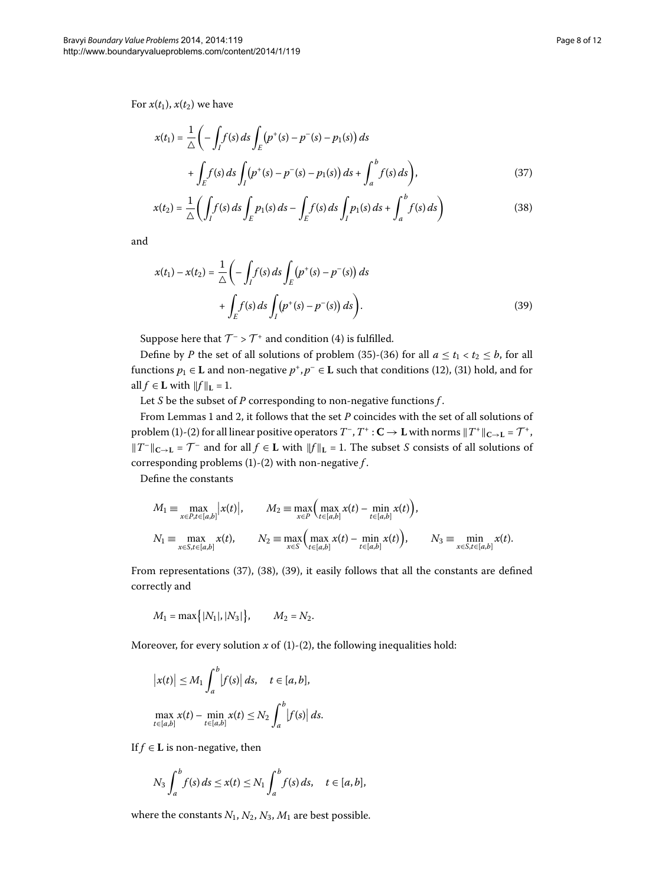For $x(t_1)$, $x(t_2)$ we have

$$x(t_1) = \frac{1}{\triangle}\left( -\int_I f(s)\,ds \int_E \bigl(p^+(s) - p^-(s) - p_1(s)\bigr)\,ds + \int_E f(s)\,ds \int_I \bigl(p^+(s) - p^-(s) - p_1(s)\bigr)\,ds + \int_a^b f(s)\,ds \right), \tag{37}$$

$$x(t_2) = \frac{1}{\triangle}\left( \int_I f(s)\,ds \int_E p_1(s)\,ds - \int_E f(s)\,ds \int_I p_1(s)\,ds + \int_a^b f(s)\,ds \right) \tag{38}$$

and

$$x(t_1) - x(t_2) = \frac{1}{\triangle}\left( -\int_I f(s)\,ds \int_E \bigl(p^+(s) - p^-(s)\bigr)\,ds + \int_E f(s)\,ds \int_I \bigl(p^+(s) - p^-(s)\bigr)\,ds \right). \tag{39}$$

Suppose here that $\mathcal{T}^- > \mathcal{T}^+$ and condition (4) is fulfilled.

Define by $P$ the set of all solutions of problem (35)-(36) for all $a \le t_1 < t_2 \le b$, for all functions $p_1 \in \mathbf{L}$ and non-negative $p^+, p^- \in \mathbf{L}$ such that conditions (12), (31) hold, and for all $f \in \mathbf{L}$ with $\|f\|_{\mathbf{L}} = 1$.

Let $S$ be the subset of $P$ corresponding to non-negative functions $f$.

From Lemmas 1 and 2, it follows that the set $P$ coincides with the set of all solutions of problem (1)-(2) for all linear positive operators $T^-, T^+ : \mathbf{C} \to \mathbf{L}$ with norms $\|T^+\|_{\mathbf{C}\to\mathbf{L}} = \mathcal{T}^+$, $\|T^-\|_{\mathbf{C}\to\mathbf{L}} = \mathcal{T}^-$ and for all $f \in \mathbf{L}$ with $\|f\|_{\mathbf{L}} = 1$. The subset $S$ consists of all solutions of corresponding problems (1)-(2) with non-negative $f$.

Define the constants

$$M_1 \equiv \max_{x\in P, t\in[a,b]} \bigl|x(t)\bigr|, \qquad M_2 \equiv \max_{x\in P}\Bigl( \max_{t\in[a,b]} x(t) - \min_{t\in[a,b]} x(t) \Bigr),$$

$$N_1 \equiv \max_{x\in S, t\in[a,b]} x(t), \qquad N_2 \equiv \max_{x\in S}\Bigl( \max_{t\in[a,b]} x(t) - \min_{t\in[a,b]} x(t) \Bigr), \qquad N_3 \equiv \min_{x\in S, t\in[a,b]} x(t).$$

From representations (37), (38), (39), it easily follows that all the constants are defined correctly and

$$M_1 = \max\bigl\{|N_1|, |N_3|\bigr\}, \qquad M_2 = N_2.$$

Moreover, for every solution $x$ of (1)-(2), the following inequalities hold:

$$\bigl|x(t)\bigr| \le M_1 \int_a^b \bigl|f(s)\bigr|\,ds, \quad t \in [a,b],$$

$$\max_{t\in[a,b]} x(t) - \min_{t\in[a,b]} x(t) \le N_2 \int_a^b \bigl|f(s)\bigr|\,ds.$$

If $f \in \mathbf{L}$ is non-negative, then

$$N_3 \int_a^b f(s)\,ds \le x(t) \le N_1 \int_a^b f(s)\,ds, \quad t \in [a,b],$$

where the constants $N_1$, $N_2$, $N_3$, $M_1$ are best possible.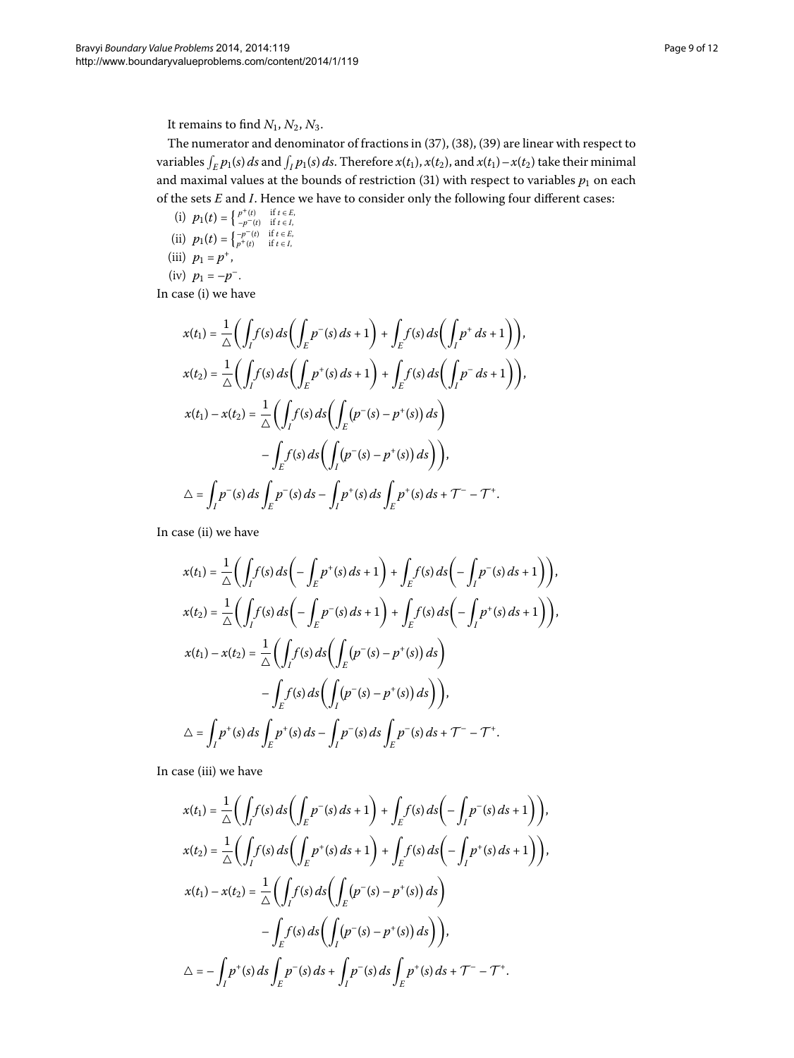It remains to find $N_1$, $N_2$, $N_3$.

The numerator and denominator of fractions in (37), (38), (39) are linear with respect to variables $\int_E p_1(s)\,ds$ and $\int_I p_1(s)\,ds$. Therefore $x(t_1)$, $x(t_2)$, and $x(t_1)-x(t_2)$ take their minimal and maximal values at the bounds of restriction (31) with respect to variables $p_1$ on each of the sets $E$ and $I$. Hence we have to consider only the following four different cases:

(i) $p_1(t) = \begin{cases} p^+(t) & \text{if } t \in E, \\ -p^-(t) & \text{if } t \in I, \end{cases}$

(ii) $p_1(t) = \begin{cases} -p^-(t) & \text{if } t \in E, \\ p^+(t) & \text{if } t \in I, \end{cases}$

(iii) $p_1 = p^+$,

(iv) $p_1 = -p^-$.

In case (i) we have

$$
\begin{aligned}
x(t_1) &= \frac{1}{\triangle}\left(\int_I f(s)\,ds\left(\int_E p^-(s)\,ds + 1\right) + \int_E f(s)\,ds\left(\int_I p^+\,ds + 1\right)\right),\\
x(t_2) &= \frac{1}{\triangle}\left(\int_I f(s)\,ds\left(\int_E p^+(s)\,ds + 1\right) + \int_E f(s)\,ds\left(\int_I p^-\,ds + 1\right)\right),\\
x(t_1) - x(t_2) &= \frac{1}{\triangle}\left(\int_I f(s)\,ds\left(\int_E \left(p^-(s) - p^+(s)\right)ds\right)\right.\\
&\qquad \left. - \int_E f(s)\,ds\left(\int_I \left(p^-(s) - p^+(s)\right)ds\right)\right),\\
\triangle &= \int_I p^-(s)\,ds \int_E p^-(s)\,ds - \int_I p^+(s)\,ds \int_E p^+(s)\,ds + \mathcal{T}^- - \mathcal{T}^+.
\end{aligned}
$$

In case (ii) we have

$$
\begin{aligned}
x(t_1) &= \frac{1}{\triangle}\left(\int_I f(s)\,ds\left(-\int_E p^+(s)\,ds + 1\right) + \int_E f(s)\,ds\left(-\int_I p^-(s)\,ds + 1\right)\right),\\
x(t_2) &= \frac{1}{\triangle}\left(\int_I f(s)\,ds\left(-\int_E p^-(s)\,ds + 1\right) + \int_E f(s)\,ds\left(-\int_I p^+(s)\,ds + 1\right)\right),\\
x(t_1) - x(t_2) &= \frac{1}{\triangle}\left(\int_I f(s)\,ds\left(\int_E \left(p^-(s) - p^+(s)\right)ds\right)\right.\\
&\qquad \left. - \int_E f(s)\,ds\left(\int_I \left(p^-(s) - p^+(s)\right)ds\right)\right),\\
\triangle &= \int_I p^+(s)\,ds \int_E p^+(s)\,ds - \int_I p^-(s)\,ds \int_E p^-(s)\,ds + \mathcal{T}^- - \mathcal{T}^+.
\end{aligned}
$$

In case (iii) we have

$$
\begin{aligned}
x(t_1) &= \frac{1}{\triangle}\left(\int_I f(s)\,ds\left(\int_E p^-(s)\,ds + 1\right) + \int_E f(s)\,ds\left(-\int_I p^-(s)\,ds + 1\right)\right),\\
x(t_2) &= \frac{1}{\triangle}\left(\int_I f(s)\,ds\left(\int_E p^+(s)\,ds + 1\right) + \int_E f(s)\,ds\left(-\int_I p^+(s)\,ds + 1\right)\right),\\
x(t_1) - x(t_2) &= \frac{1}{\triangle}\left(\int_I f(s)\,ds\left(\int_E \left(p^-(s) - p^+(s)\right)ds\right)\right.\\
&\qquad \left. - \int_E f(s)\,ds\left(\int_I \left(p^-(s) - p^+(s)\right)ds\right)\right),\\
\triangle &= -\int_I p^+(s)\,ds \int_E p^-(s)\,ds + \int_I p^-(s)\,ds \int_E p^+(s)\,ds + \mathcal{T}^- - \mathcal{T}^+.
\end{aligned}
$$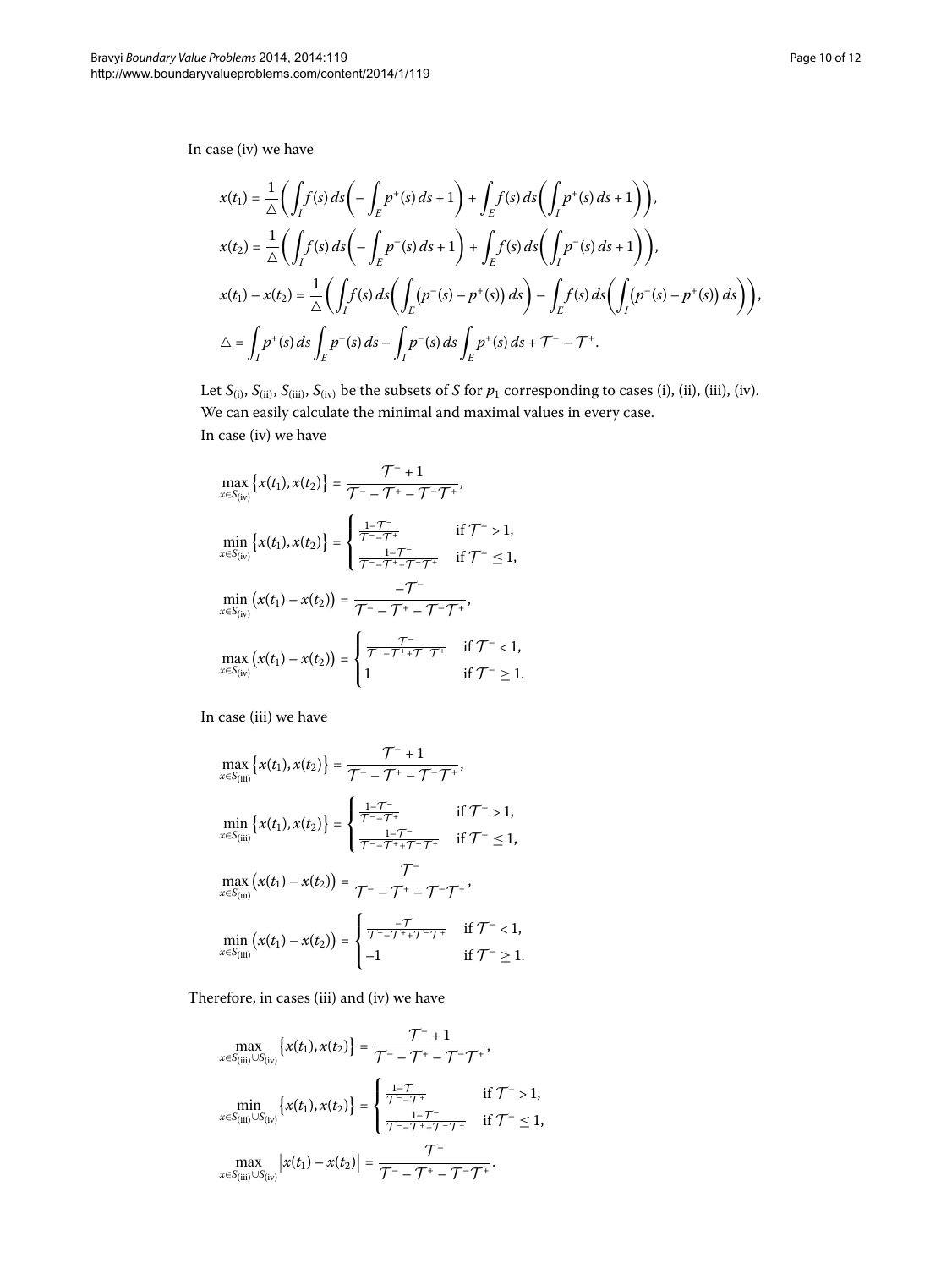In case (iv) we have

$$
\begin{aligned}
x(t_1) &= \frac{1}{\triangle}\left(\int_I f(s)\,ds\left(-\int_E p^+(s)\,ds+1\right)+\int_E f(s)\,ds\left(\int_I p^+(s)\,ds+1\right)\right),\\
x(t_2) &= \frac{1}{\triangle}\left(\int_I f(s)\,ds\left(-\int_E p^-(s)\,ds+1\right)+\int_E f(s)\,ds\left(\int_I p^-(s)\,ds+1\right)\right),\\
x(t_1)-x(t_2) &= \frac{1}{\triangle}\left(\int_I f(s)\,ds\left(\int_E \bigl(p^-(s)-p^+(s)\bigr)\,ds\right)-\int_E f(s)\,ds\left(\int_I \bigl(p^-(s)-p^+(s)\bigr)\,ds\right)\right),\\
\triangle &= \int_I p^+(s)\,ds\int_E p^-(s)\,ds-\int_I p^-(s)\,ds\int_E p^+(s)\,ds+\mathcal{T}^- - \mathcal{T}^+.
\end{aligned}
$$

Let $S_{(\mathrm{i})}$, $S_{(\mathrm{ii})}$, $S_{(\mathrm{iii})}$, $S_{(\mathrm{iv})}$ be the subsets of $S$ for $p_1$ corresponding to cases (i), (ii), (iii), (iv). We can easily calculate the minimal and maximal values in every case.

In case (iv) we have

$$
\begin{aligned}
\max_{x\in S_{(\mathrm{iv})}}\bigl\{x(t_1),x(t_2)\bigr\} &= \frac{\mathcal{T}^-+1}{\mathcal{T}^- - \mathcal{T}^+ - \mathcal{T}^-\mathcal{T}^+},\\
\min_{x\in S_{(\mathrm{iv})}}\bigl\{x(t_1),x(t_2)\bigr\} &= \begin{cases} \frac{1-\mathcal{T}^-}{\mathcal{T}^- - \mathcal{T}^+} & \text{if } \mathcal{T}^- > 1,\\ \frac{1-\mathcal{T}^-}{\mathcal{T}^- - \mathcal{T}^+ + \mathcal{T}^-\mathcal{T}^+} & \text{if } \mathcal{T}^- \le 1,\end{cases}\\
\min_{x\in S_{(\mathrm{iv})}}\bigl(x(t_1)-x(t_2)\bigr) &= \frac{-\mathcal{T}^-}{\mathcal{T}^- - \mathcal{T}^+ - \mathcal{T}^-\mathcal{T}^+},\\
\max_{x\in S_{(\mathrm{iv})}}\bigl(x(t_1)-x(t_2)\bigr) &= \begin{cases} \frac{\mathcal{T}^-}{\mathcal{T}^- - \mathcal{T}^+ + \mathcal{T}^-\mathcal{T}^+} & \text{if } \mathcal{T}^- < 1,\\ 1 & \text{if } \mathcal{T}^- \ge 1.\end{cases}
\end{aligned}
$$

In case (iii) we have

$$
\begin{aligned}
\max_{x\in S_{(\mathrm{iii})}}\bigl\{x(t_1),x(t_2)\bigr\} &= \frac{\mathcal{T}^-+1}{\mathcal{T}^- - \mathcal{T}^+ - \mathcal{T}^-\mathcal{T}^+},\\
\min_{x\in S_{(\mathrm{iii})}}\bigl\{x(t_1),x(t_2)\bigr\} &= \begin{cases} \frac{1-\mathcal{T}^-}{\mathcal{T}^- - \mathcal{T}^+} & \text{if } \mathcal{T}^- > 1,\\ \frac{1-\mathcal{T}^-}{\mathcal{T}^- - \mathcal{T}^+ + \mathcal{T}^-\mathcal{T}^+} & \text{if } \mathcal{T}^- \le 1,\end{cases}\\
\max_{x\in S_{(\mathrm{iii})}}\bigl(x(t_1)-x(t_2)\bigr) &= \frac{\mathcal{T}^-}{\mathcal{T}^- - \mathcal{T}^+ - \mathcal{T}^-\mathcal{T}^+},\\
\min_{x\in S_{(\mathrm{iii})}}\bigl(x(t_1)-x(t_2)\bigr) &= \begin{cases} \frac{-\mathcal{T}^-}{\mathcal{T}^- - \mathcal{T}^+ + \mathcal{T}^-\mathcal{T}^+} & \text{if } \mathcal{T}^- < 1,\\ -1 & \text{if } \mathcal{T}^- \ge 1.\end{cases}
\end{aligned}
$$

Therefore, in cases (iii) and (iv) we have

$$
\begin{aligned}
\max_{x\in S_{(\mathrm{iii})}\cup S_{(\mathrm{iv})}}\bigl\{x(t_1),x(t_2)\bigr\} &= \frac{\mathcal{T}^-+1}{\mathcal{T}^- - \mathcal{T}^+ - \mathcal{T}^-\mathcal{T}^+},\\
\min_{x\in S_{(\mathrm{iii})}\cup S_{(\mathrm{iv})}}\bigl\{x(t_1),x(t_2)\bigr\} &= \begin{cases} \frac{1-\mathcal{T}^-}{\mathcal{T}^- - \mathcal{T}^+} & \text{if } \mathcal{T}^- > 1,\\ \frac{1-\mathcal{T}^-}{\mathcal{T}^- - \mathcal{T}^+ + \mathcal{T}^-\mathcal{T}^+} & \text{if } \mathcal{T}^- \le 1,\end{cases}\\
\max_{x\in S_{(\mathrm{iii})}\cup S_{(\mathrm{iv})}}\bigl|x(t_1)-x(t_2)\bigr| &= \frac{\mathcal{T}^-}{\mathcal{T}^- - \mathcal{T}^+ - \mathcal{T}^-\mathcal{T}^+}.
\end{aligned}
$$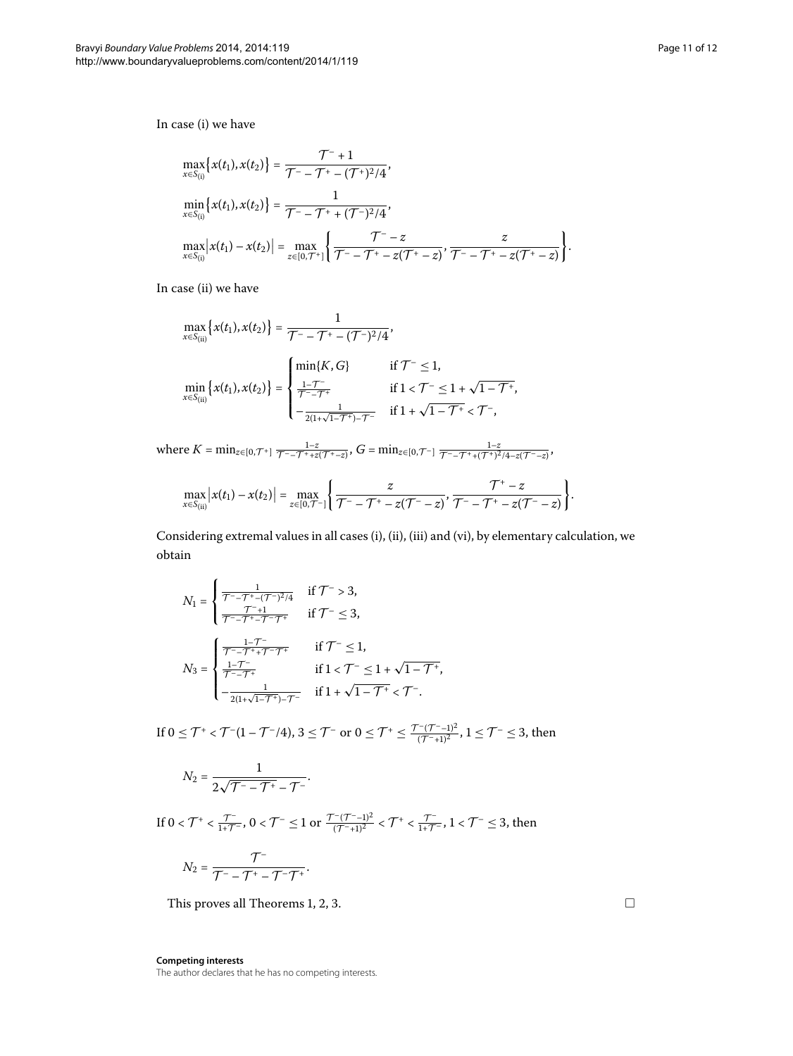In case (i) we have

$$\max_{x\in S_{(i)}}\{x(t_1),x(t_2)\} = \frac{\mathcal{T}^- + 1}{\mathcal{T}^- - \mathcal{T}^+ - (\mathcal{T}^+)^2/4},$$

$$\min_{x\in S_{(i)}}\{x(t_1),x(t_2)\} = \frac{1}{\mathcal{T}^- - \mathcal{T}^+ + (\mathcal{T}^-)^2/4},$$

$$\max_{x\in S_{(i)}}|x(t_1)-x(t_2)| = \max_{z\in[0,\mathcal{T}^+]}\left\{\frac{\mathcal{T}^- - z}{\mathcal{T}^- - \mathcal{T}^+ - z(\mathcal{T}^+ - z)}, \frac{z}{\mathcal{T}^- - \mathcal{T}^+ - z(\mathcal{T}^+ - z)}\right\}.$$

In case (ii) we have

$$\max_{x\in S_{(ii)}}\{x(t_1),x(t_2)\} = \frac{1}{\mathcal{T}^- - \mathcal{T}^+ - (\mathcal{T}^-)^2/4},$$

$$\min_{x\in S_{(ii)}}\{x(t_1),x(t_2)\} = \begin{cases} \min\{K,G\} & \text{if } \mathcal{T}^- \le 1, \\ \frac{1-\mathcal{T}^-}{\mathcal{T}^- - \mathcal{T}^+} & \text{if } 1 < \mathcal{T}^- \le 1+\sqrt{1-\mathcal{T}^+}, \\ -\frac{1}{2(1+\sqrt{1-\mathcal{T}^+})-\mathcal{T}^-} & \text{if } 1+\sqrt{1-\mathcal{T}^+} < \mathcal{T}^-, \end{cases}$$

where $K = \min_{z\in[0,\mathcal{T}^+]} \frac{1-z}{\mathcal{T}^- - \mathcal{T}^+ + z(\mathcal{T}^+ - z)}$, $G = \min_{z\in[0,\mathcal{T}^-]} \frac{1-z}{\mathcal{T}^- - \mathcal{T}^+ + (\mathcal{T}^+)^2/4 - z(\mathcal{T}^- - z)}$,

$$\max_{x\in S_{(ii)}}|x(t_1)-x(t_2)| = \max_{z\in[0,\mathcal{T}^-]}\left\{\frac{z}{\mathcal{T}^- - \mathcal{T}^+ - z(\mathcal{T}^- - z)}, \frac{\mathcal{T}^+ - z}{\mathcal{T}^- - \mathcal{T}^+ - z(\mathcal{T}^- - z)}\right\}.$$

Considering extremal values in all cases (i), (ii), (iii) and (vi), by elementary calculation, we obtain

$$N_1 = \begin{cases} \frac{1}{\mathcal{T}^- - \mathcal{T}^+ - (\mathcal{T}^-)^2/4} & \text{if } \mathcal{T}^- > 3, \\ \frac{\mathcal{T}^- + 1}{\mathcal{T}^- - \mathcal{T}^+ - \mathcal{T}^-\mathcal{T}^+} & \text{if } \mathcal{T}^- \le 3, \end{cases}$$

$$N_3 = \begin{cases} \frac{1-\mathcal{T}^-}{\mathcal{T}^- - \mathcal{T}^+ + \mathcal{T}^-\mathcal{T}^+} & \text{if } \mathcal{T}^- \le 1, \\ \frac{1-\mathcal{T}^-}{\mathcal{T}^- - \mathcal{T}^+} & \text{if } 1 < \mathcal{T}^- \le 1+\sqrt{1-\mathcal{T}^+}, \\ -\frac{1}{2(1+\sqrt{1-\mathcal{T}^+})-\mathcal{T}^-} & \text{if } 1+\sqrt{1-\mathcal{T}^+} < \mathcal{T}^-. \end{cases}$$

If $0 \le \mathcal{T}^+ < \mathcal{T}^-(1-\mathcal{T}^-/4)$, $3 \le \mathcal{T}^-$ or $0 \le \mathcal{T}^+ \le \frac{\mathcal{T}^-(\mathcal{T}^- - 1)^2}{(\mathcal{T}^- + 1)^2}$, $1 \le \mathcal{T}^- \le 3$, then

$$N_2 = \frac{1}{2\sqrt{\mathcal{T}^- - \mathcal{T}^+} - \mathcal{T}^-}.$$

If $0 < \mathcal{T}^+ < \frac{\mathcal{T}^-}{1+\mathcal{T}^-}$, $0 < \mathcal{T}^- \le 1$ or $\frac{\mathcal{T}^-(\mathcal{T}^- - 1)^2}{(\mathcal{T}^- + 1)^2} < \mathcal{T}^+ < \frac{\mathcal{T}^-}{1+\mathcal{T}^-}$, $1 < \mathcal{T}^- \le 3$, then

$$N_2 = \frac{\mathcal{T}^-}{\mathcal{T}^- - \mathcal{T}^+ - \mathcal{T}^-\mathcal{T}^+}.$$

This proves all Theorems 1, 2, 3. □

**Competing interests**

The author declares that he has no competing interests.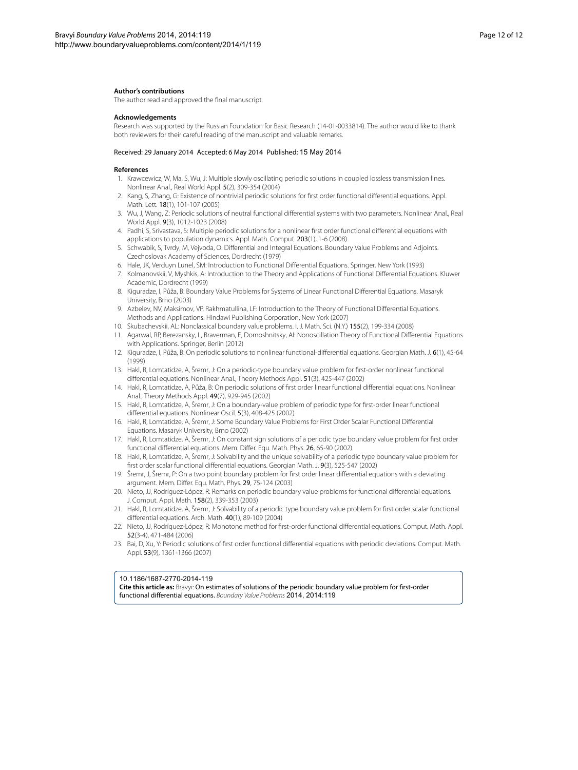**Author's contributions**

The author read and approved the final manuscript.

**Acknowledgements**

Research was supported by the Russian Foundation for Basic Research (14-01-0033814). The author would like to thank both reviewers for their careful reading of the manuscript and valuable remarks.

Received: 29 January 2014 Accepted: 6 May 2014 Published: 15 May 2014

**References**

1. Krawcewicz, W, Ma, S, Wu, J: Multiple slowly oscillating periodic solutions in coupled lossless transmission lines. Nonlinear Anal., Real World Appl. **5**(2), 309-354 (2004)
2. Kang, S, Zhang, G: Existence of nontrivial periodic solutions for first order functional differential equations. Appl. Math. Lett. **18**(1), 101-107 (2005)
3. Wu, J, Wang, Z: Periodic solutions of neutral functional differential systems with two parameters. Nonlinear Anal., Real World Appl. **9**(3), 1012-1023 (2008)
4. Padhi, S, Srivastava, S: Multiple periodic solutions for a nonlinear first order functional differential equations with applications to population dynamics. Appl. Math. Comput. **203**(1), 1-6 (2008)
5. Schwabik, S, Tvrdy, M, Vejvoda, O: Differential and Integral Equations. Boundary Value Problems and Adjoints. Czechoslovak Academy of Sciences, Dordrecht (1979)
6. Hale, JK, Verduyn Lunel, SM: Introduction to Functional Differential Equations. Springer, New York (1993)
7. Kolmanovskii, V, Myshkis, A: Introduction to the Theory and Applications of Functional Differential Equations. Kluwer Academic, Dordrecht (1999)
8. Kiguradze, I, Půža, B: Boundary Value Problems for Systems of Linear Functional Differential Equations. Masaryk University, Brno (2003)
9. Azbelev, NV, Maksimov, VP, Rakhmatullina, LF: Introduction to the Theory of Functional Differential Equations. Methods and Applications. Hindawi Publishing Corporation, New York (2007)
10. Skubachevskii, AL: Nonclassical boundary value problems. I. J. Math. Sci. (N.Y.) **155**(2), 199-334 (2008)
11. Agarwal, RP, Berezansky, L, Braverman, E, Domoshnitsky, AI: Nonoscillation Theory of Functional Differential Equations with Applications. Springer, Berlin (2012)
12. Kiguradze, I, Půža, B: On periodic solutions to nonlinear functional-differential equations. Georgian Math. J. **6**(1), 45-64 (1999)
13. Hakl, R, Lomtatidze, A, Šremr, J: On a periodic-type boundary value problem for first-order nonlinear functional differential equations. Nonlinear Anal., Theory Methods Appl. **51**(3), 425-447 (2002)
14. Hakl, R, Lomtatidze, A, Půža, B: On periodic solutions of first order linear functional differential equations. Nonlinear Anal., Theory Methods Appl. **49**(7), 929-945 (2002)
15. Hakl, R, Lomtatidze, A, Šremr, J: On a boundary-value problem of periodic type for first-order linear functional differential equations. Nonlinear Oscil. **5**(3), 408-425 (2002)
16. Hakl, R, Lomtatidze, A, Šremr, J: Some Boundary Value Problems for First Order Scalar Functional Differential Equations. Masaryk University, Brno (2002)
17. Hakl, R, Lomtatidze, A, Šremr, J: On constant sign solutions of a periodic type boundary value problem for first order functional differential equations. Mem. Differ. Equ. Math. Phys. **26**, 65-90 (2002)
18. Hakl, R, Lomtatidze, A, Šremr, J: Solvability and the unique solvability of a periodic type boundary value problem for first order scalar functional differential equations. Georgian Math. J. **9**(3), 525-547 (2002)
19. Šremr, J, Šremr, P: On a two point boundary problem for first order linear differential equations with a deviating argument. Mem. Differ. Equ. Math. Phys. **29**, 75-124 (2003)
20. Nieto, JJ, Rodríguez-López, R: Remarks on periodic boundary value problems for functional differential equations. J. Comput. Appl. Math. **158**(2), 339-353 (2003)
21. Hakl, R, Lomtatidze, A, Šremr, J: Solvability of a periodic type boundary value problem for first order scalar functional differential equations. Arch. Math. **40**(1), 89-109 (2004)
22. Nieto, JJ, Rodríguez-López, R: Monotone method for first-order functional differential equations. Comput. Math. Appl. **52**(3-4), 471-484 (2006)
23. Bai, D, Xu, Y: Periodic solutions of first order functional differential equations with periodic deviations. Comput. Math. Appl. **53**(9), 1361-1366 (2007)

10.1186/1687-2770-2014-119

**Cite this article as:** Bravyi: On estimates of solutions of the periodic boundary value problem for first-order functional differential equations. *Boundary Value Problems* 2014, 2014:119